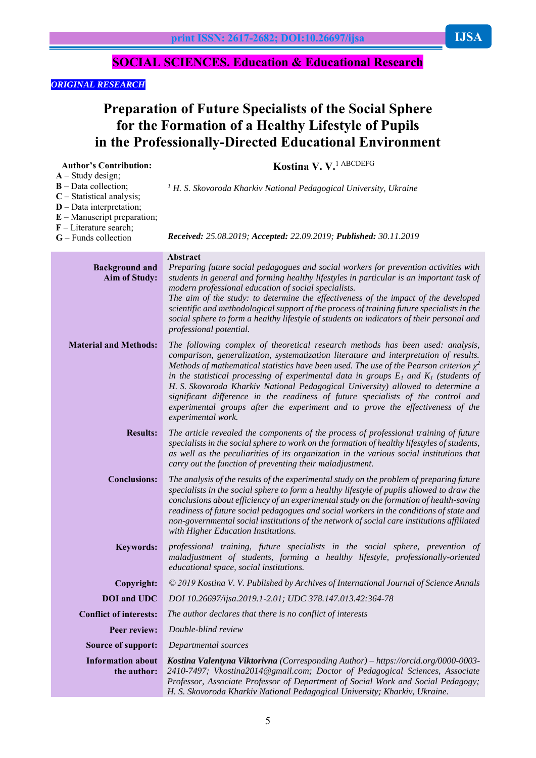**SOCIAL SCIENCES. Education & Educational Research**

*ORIGINAL RESEARCH*

# Preparation of Future Specialists of the Social Sphere for the Formation of a Healthy Lifestyle of Pupils in the Professionally-Directed Educational Environment

**Author's Contribution:**
**A** – Study design;
**B** – Data collection;
**C** – Statistical analysis;
**D** – Data interpretation;
**E** – Manuscript preparation;
**F** – Literature search;
**G** – Funds collection

**Kostina V. V.**[1] ABCDEFG

[1] *H. S. Skovoroda Kharkiv National Pedagogical University, Ukraine*

***Received:*** *25.08.2019;* ***Accepted:*** *22.09.2019;* ***Published:*** *30.11.2019*

**Abstract**

**Background and Aim of Study:** *Preparing future social pedagogues and social workers for prevention activities with students in general and forming healthy lifestyles in particular is an important task of modern professional education of social specialists.*
*The aim of the study: to determine the effectiveness of the impact of the developed scientific and methodological support of the process of training future specialists in the social sphere to form a healthy lifestyle of students on indicators of their personal and professional potential.*

**Material and Methods:** *The following complex of theoretical research methods has been used: analysis, comparison, generalization, systematization literature and interpretation of results. Methods of mathematical statistics have been used. The use of the Pearson criterion $\chi^2$ in the statistical processing of experimental data in groups $E_1$ and $K_1$ (students of H. S. Skovoroda Kharkiv National Pedagogical University) allowed to determine a significant difference in the readiness of future specialists of the control and experimental groups after the experiment and to prove the effectiveness of the experimental work.*

**Results:** *The article revealed the components of the process of professional training of future specialists in the social sphere to work on the formation of healthy lifestyles of students, as well as the peculiarities of its organization in the various social institutions that carry out the function of preventing their maladjustment.*

**Conclusions:** *The analysis of the results of the experimental study on the problem of preparing future specialists in the social sphere to form a healthy lifestyle of pupils allowed to draw the conclusions about efficiency of an experimental study on the formation of health-saving readiness of future social pedagogues and social workers in the conditions of state and non-governmental social institutions of the network of social care institutions affiliated with Higher Education Institutions.*

**Keywords:** *professional training, future specialists in the social sphere, prevention of maladjustment of students, forming a healthy lifestyle, professionally-oriented educational space, social institutions.*

**Copyright:** *© 2019 Kostina V. V. Published by Archives of International Journal of Science Annals*

**DOI and UDC** *DOI 10.26697/ijsa.2019.1-2.01; UDC 378.147.013.42:364-78*

**Conflict of interests:** *The author declares that there is no conflict of interests*

**Peer review:** *Double-blind review*

**Source of support:** *Departmental sources*

**Information about the author:** ***Kostina Valentyna Viktorivna*** *(Corresponding Author) – https://orcid.org/0000-0003-2410-7497; Vkostina2014@gmail.com; Doctor of Pedagogical Sciences, Associate Professor, Associate Professor of Department of Social Work and Social Pedagogy; H. S. Skovoroda Kharkiv National Pedagogical University; Kharkiv, Ukraine.*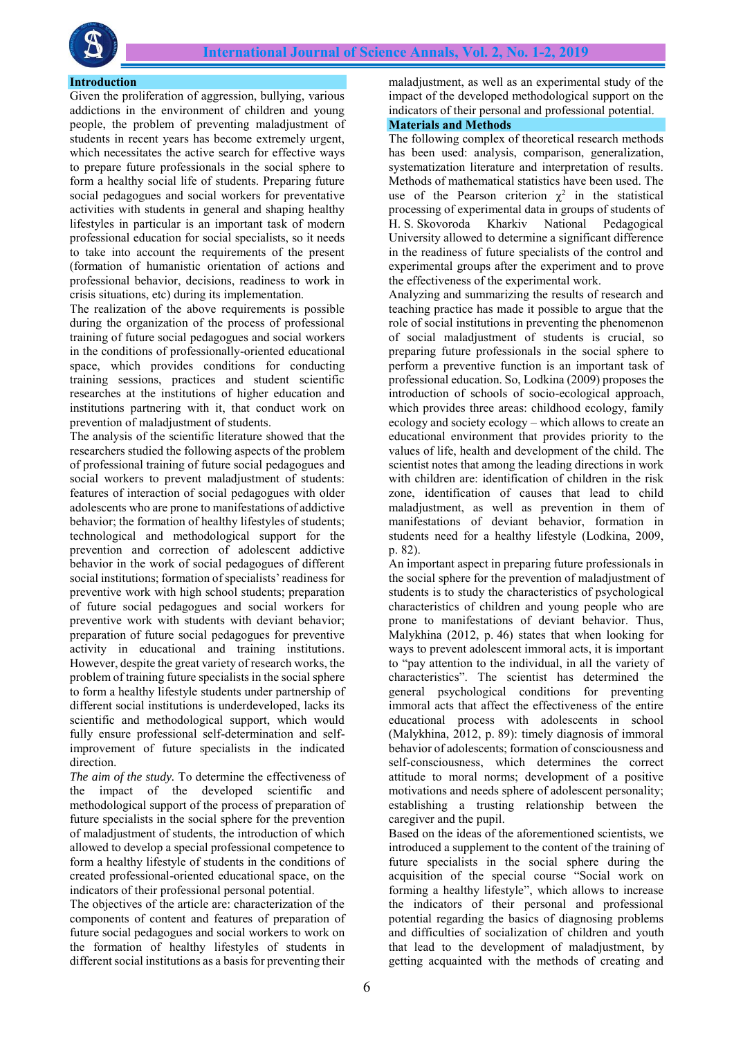## Introduction

Given the proliferation of aggression, bullying, various addictions in the environment of children and young people, the problem of preventing maladjustment of students in recent years has become extremely urgent, which necessitates the active search for effective ways to prepare future professionals in the social sphere to form a healthy social life of students. Preparing future social pedagogues and social workers for preventative activities with students in general and shaping healthy lifestyles in particular is an important task of modern professional education for social specialists, so it needs to take into account the requirements of the present (formation of humanistic orientation of actions and professional behavior, decisions, readiness to work in crisis situations, etc) during its implementation.

The realization of the above requirements is possible during the organization of the process of professional training of future social pedagogues and social workers in the conditions of professionally-oriented educational space, which provides conditions for conducting training sessions, practices and student scientific researches at the institutions of higher education and institutions partnering with it, that conduct work on prevention of maladjustment of students.

The analysis of the scientific literature showed that the researchers studied the following aspects of the problem of professional training of future social pedagogues and social workers to prevent maladjustment of students: features of interaction of social pedagogues with older adolescents who are prone to manifestations of addictive behavior; the formation of healthy lifestyles of students; technological and methodological support for the prevention and correction of adolescent addictive behavior in the work of social pedagogues of different social institutions; formation of specialists' readiness for preventive work with high school students; preparation of future social pedagogues and social workers for preventive work with students with deviant behavior; preparation of future social pedagogues for preventive activity in educational and training institutions. However, despite the great variety of research works, the problem of training future specialists in the social sphere to form a healthy lifestyle students under partnership of different social institutions is underdeveloped, lacks its scientific and methodological support, which would fully ensure professional self-determination and self-improvement of future specialists in the indicated direction.

*The aim of the study.* To determine the effectiveness of the impact of the developed scientific and methodological support of the process of preparation of future specialists in the social sphere for the prevention of maladjustment of students, the introduction of which allowed to develop a special professional competence to form a healthy lifestyle of students in the conditions of created professional-oriented educational space, on the indicators of their professional personal potential.

The objectives of the article are: characterization of the components of content and features of preparation of future social pedagogues and social workers to work on the formation of healthy lifestyles of students in different social institutions as a basis for preventing their maladjustment, as well as an experimental study of the impact of the developed methodological support on the indicators of their personal and professional potential.

## Materials and Methods

The following complex of theoretical research methods has been used: analysis, comparison, generalization, systematization literature and interpretation of results. Methods of mathematical statistics have been used. The use of the Pearson criterion $\chi^2$ in the statistical processing of experimental data in groups of students of H. S. Skovoroda Kharkiv National Pedagogical University allowed to determine a significant difference in the readiness of future specialists of the control and experimental groups after the experiment and to prove the effectiveness of the experimental work.

Analyzing and summarizing the results of research and teaching practice has made it possible to argue that the role of social institutions in preventing the phenomenon of social maladjustment of students is crucial, so preparing future professionals in the social sphere to perform a preventive function is an important task of professional education. So, Lodkina (2009) proposes the introduction of schools of socio-ecological approach, which provides three areas: childhood ecology, family ecology and society ecology – which allows to create an educational environment that provides priority to the values of life, health and development of the child. The scientist notes that among the leading directions in work with children are: identification of children in the risk zone, identification of causes that lead to child maladjustment, as well as prevention in them of manifestations of deviant behavior, formation in students need for a healthy lifestyle (Lodkina, 2009, p. 82).

An important aspect in preparing future professionals in the social sphere for the prevention of maladjustment of students is to study the characteristics of psychological characteristics of children and young people who are prone to manifestations of deviant behavior. Thus, Malykhina (2012, p. 46) states that when looking for ways to prevent adolescent immoral acts, it is important to "pay attention to the individual, in all the variety of characteristics". The scientist has determined the general psychological conditions for preventing immoral acts that affect the effectiveness of the entire educational process with adolescents in school (Malykhina, 2012, p. 89): timely diagnosis of immoral behavior of adolescents; formation of consciousness and self-consciousness, which determines the correct attitude to moral norms; development of a positive motivations and needs sphere of adolescent personality; establishing a trusting relationship between the caregiver and the pupil.

Based on the ideas of the aforementioned scientists, we introduced a supplement to the content of the training of future specialists in the social sphere during the acquisition of the special course "Social work on forming a healthy lifestyle", which allows to increase the indicators of their personal and professional potential regarding the basics of diagnosing problems and difficulties of socialization of children and youth that lead to the development of maladjustment, by getting acquainted with the methods of creating and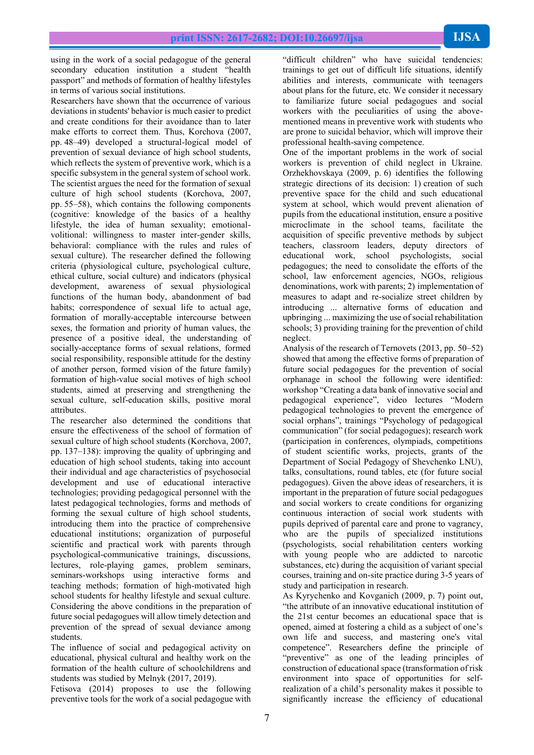using in the work of a social pedagogue of the general secondary education institution a student "health passport" and methods of formation of healthy lifestyles in terms of various social institutions.

Researchers have shown that the occurrence of various deviations in students' behavior is much easier to predict and create conditions for their avoidance than to later make efforts to correct them. Thus, Korchova (2007, pp. 48–49) developed a structural-logical model of prevention of sexual deviance of high school students, which reflects the system of preventive work, which is a specific subsystem in the general system of school work. The scientist argues the need for the formation of sexual culture of high school students (Korchova, 2007, pp. 55–58), which contains the following components (cognitive: knowledge of the basics of a healthy lifestyle, the idea of human sexuality; emotional-volitional: willingness to master inter-gender skills, behavioral: compliance with the rules and rules of sexual culture). The researcher defined the following criteria (physiological culture, psychological culture, ethical culture, social culture) and indicators (physical development, awareness of sexual physiological functions of the human body, abandonment of bad habits; correspondence of sexual life to actual age, formation of morally-acceptable intercourse between sexes, the formation and priority of human values, the presence of a positive ideal, the understanding of socially-acceptance forms of sexual relations, formed social responsibility, responsible attitude for the destiny of another person, formed vision of the future family) formation of high-value social motives of high school students, aimed at preserving and strengthening the sexual culture, self-education skills, positive moral attributes.

The researcher also determined the conditions that ensure the effectiveness of the school of formation of sexual culture of high school students (Korchova, 2007, pp. 137–138): improving the quality of upbringing and education of high school students, taking into account their individual and age characteristics of psychosocial development and use of educational interactive technologies; providing pedagogical personnel with the latest pedagogical technologies, forms and methods of forming the sexual culture of high school students, introducing them into the practice of comprehensive educational institutions; organization of purposeful scientific and practical work with parents through psychological-communicative trainings, discussions, lectures, role-playing games, problem seminars, seminars-workshops using interactive forms and teaching methods; formation of high-motivated high school students for healthy lifestyle and sexual culture. Considering the above conditions in the preparation of future social pedagogues will allow timely detection and prevention of the spread of sexual deviance among students.

The influence of social and pedagogical activity on educational, physical cultural and healthy work on the formation of the health culture of schoolchildrens and students was studied by Melnyk (2017, 2019).

Fetisova (2014) proposes to use the following preventive tools for the work of a social pedagogue with "difficult children" who have suicidal tendencies: trainings to get out of difficult life situations, identify abilities and interests, communicate with teenagers about plans for the future, etc. We consider it necessary to familiarize future social pedagogues and social workers with the peculiarities of using the above-mentioned means in preventive work with students who are prone to suicidal behavior, which will improve their professional health-saving competence.

One of the important problems in the work of social workers is prevention of child neglect in Ukraine. Orzhekhovskaya (2009, p. 6) identifies the following strategic directions of its decision: 1) creation of such preventive space for the child and such educational system at school, which would prevent alienation of pupils from the educational institution, ensure a positive microclimate in the school teams, facilitate the acquisition of specific preventive methods by subject teachers, classroom leaders, deputy directors of educational work, school psychologists, social pedagogues; the need to consolidate the efforts of the school, law enforcement agencies, NGOs, religious denominations, work with parents; 2) implementation of measures to adapt and re-socialize street children by introducing ... alternative forms of education and upbringing ... maximizing the use of social rehabilitation schools; 3) providing training for the prevention of child neglect.

Analysis of the research of Ternovets (2013, pp. 50–52) showed that among the effective forms of preparation of future social pedagogues for the prevention of social orphanage in school the following were identified: workshop "Creating a data bank of innovative social and pedagogical experience", video lectures "Modern pedagogical technologies to prevent the emergence of social orphans", trainings "Psychology of pedagogical communication" (for social pedagogues); research work (participation in conferences, olympiads, competitions of student scientific works, projects, grants of the Department of Social Pedagogy of Shevchenko LNU), talks, consultations, round tables, etc (for future social pedagogues). Given the above ideas of researchers, it is important in the preparation of future social pedagogues and social workers to create conditions for organizing continuous interaction of social work students with pupils deprived of parental care and prone to vagrancy, who are the pupils of specialized institutions (psychologists, social rehabilitation centers working with young people who are addicted to narcotic substances, etc) during the acquisition of variant special courses, training and on-site practice during 3-5 years of study and participation in research.

As Kyrychenko and Kovganich (2009, p. 7) point out, "the attribute of an innovative educational institution of the 21st centur becomes an educational space that is opened, aimed at fostering a child as a subject of one's own life and success, and mastering one's vital competence". Researchers define the principle of "preventive" as one of the leading principles of construction of educational space (transformation of risk environment into space of opportunities for self-realization of a child's personality makes it possible to significantly increase the efficiency of educational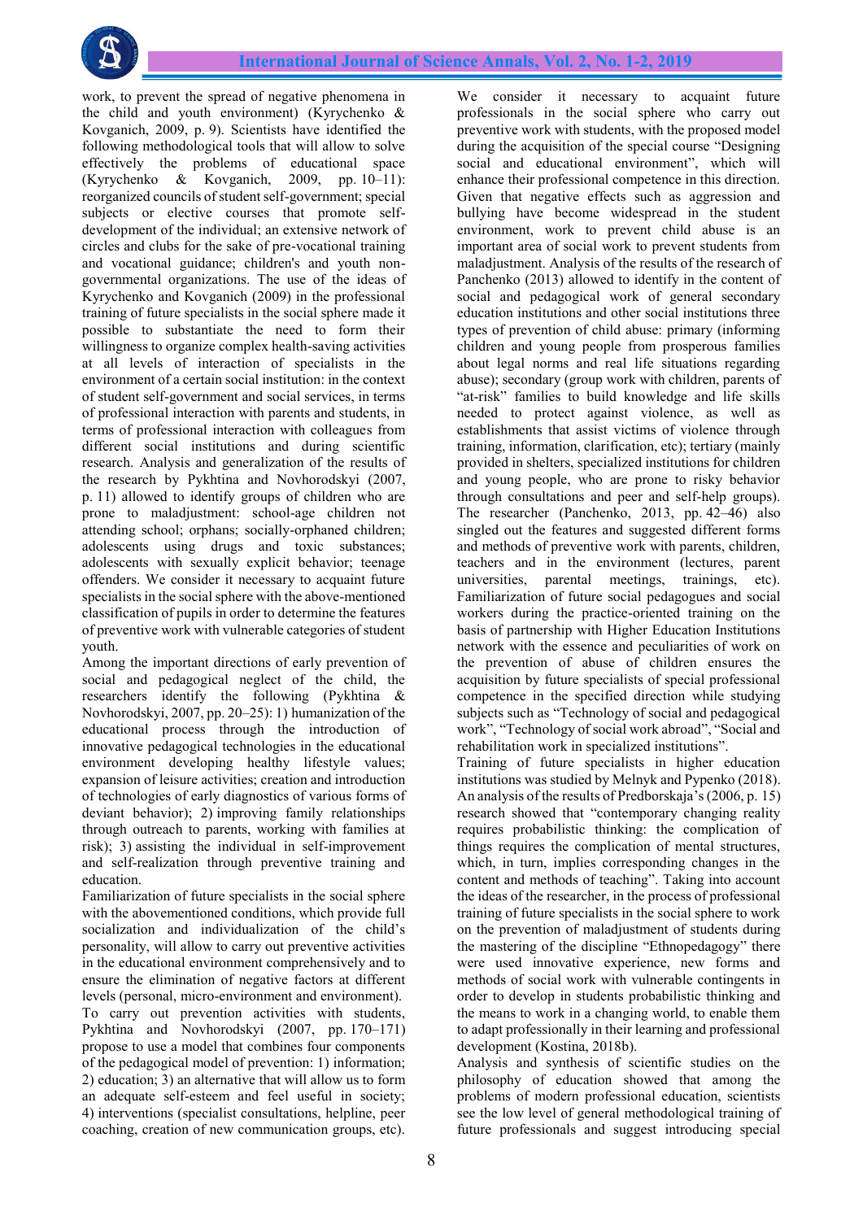work, to prevent the spread of negative phenomena in the child and youth environment) (Kyrychenko & Kovganich, 2009, p. 9). Scientists have identified the following methodological tools that will allow to solve effectively the problems of educational space (Kyrychenko & Kovganich, 2009, pp. 10–11): reorganized councils of student self-government; special subjects or elective courses that promote self-development of the individual; an extensive network of circles and clubs for the sake of pre-vocational training and vocational guidance; children's and youth non-governmental organizations. The use of the ideas of Kyrychenko and Kovganich (2009) in the professional training of future specialists in the social sphere made it possible to substantiate the need to form their willingness to organize complex health-saving activities at all levels of interaction of specialists in the environment of a certain social institution: in the context of student self-government and social services, in terms of professional interaction with parents and students, in terms of professional interaction with colleagues from different social institutions and during scientific research. Analysis and generalization of the results of the research by Pykhtina and Novhorodskyi (2007, p. 11) allowed to identify groups of children who are prone to maladjustment: school-age children not attending school; orphans; socially-orphaned children; adolescents using drugs and toxic substances; adolescents with sexually explicit behavior; teenage offenders. We consider it necessary to acquaint future specialists in the social sphere with the above-mentioned classification of pupils in order to determine the features of preventive work with vulnerable categories of student youth.

Among the important directions of early prevention of social and pedagogical neglect of the child, the researchers identify the following (Pykhtina & Novhorodskyi, 2007, pp. 20–25): 1) humanization of the educational process through the introduction of innovative pedagogical technologies in the educational environment developing healthy lifestyle values; expansion of leisure activities; creation and introduction of technologies of early diagnostics of various forms of deviant behavior); 2) improving family relationships through outreach to parents, working with families at risk); 3) assisting the individual in self-improvement and self-realization through preventive training and education.

Familiarization of future specialists in the social sphere with the abovementioned conditions, which provide full socialization and individualization of the child's personality, will allow to carry out preventive activities in the educational environment comprehensively and to ensure the elimination of negative factors at different levels (personal, micro-environment and environment).

To carry out prevention activities with students, Pykhtina and Novhorodskyi (2007, pp. 170–171) propose to use a model that combines four components of the pedagogical model of prevention: 1) information; 2) education; 3) an alternative that will allow us to form an adequate self-esteem and feel useful in society; 4) interventions (specialist consultations, helpline, peer coaching, creation of new communication groups, etc).

We consider it necessary to acquaint future professionals in the social sphere who carry out preventive work with students, with the proposed model during the acquisition of the special course "Designing social and educational environment", which will enhance their professional competence in this direction. Given that negative effects such as aggression and bullying have become widespread in the student environment, work to prevent child abuse is an important area of social work to prevent students from maladjustment. Analysis of the results of the research of Panchenko (2013) allowed to identify in the content of social and pedagogical work of general secondary education institutions and other social institutions three types of prevention of child abuse: primary (informing children and young people from prosperous families about legal norms and real life situations regarding abuse); secondary (group work with children, parents of "at-risk" families to build knowledge and life skills needed to protect against violence, as well as establishments that assist victims of violence through training, information, clarification, etc); tertiary (mainly provided in shelters, specialized institutions for children and young people, who are prone to risky behavior through consultations and peer and self-help groups). The researcher (Panchenko, 2013, pp. 42–46) also singled out the features and suggested different forms and methods of preventive work with parents, children, teachers and in the environment (lectures, parent universities, parental meetings, trainings, etc). Familiarization of future social pedagogues and social workers during the practice-oriented training on the basis of partnership with Higher Education Institutions network with the essence and peculiarities of work on the prevention of abuse of children ensures the acquisition by future specialists of special professional competence in the specified direction while studying subjects such as "Technology of social and pedagogical work", "Technology of social work abroad", "Social and rehabilitation work in specialized institutions".

Training of future specialists in higher education institutions was studied by Melnyk and Pypenko (2018). An analysis of the results of Predborskaja's (2006, p. 15) research showed that "contemporary changing reality requires probabilistic thinking: the complication of things requires the complication of mental structures, which, in turn, implies corresponding changes in the content and methods of teaching". Taking into account the ideas of the researcher, in the process of professional training of future specialists in the social sphere to work on the prevention of maladjustment of students during the mastering of the discipline "Ethnopedagogy" there were used innovative experience, new forms and methods of social work with vulnerable contingents in order to develop in students probabilistic thinking and the means to work in a changing world, to enable them to adapt professionally in their learning and professional development (Kostina, 2018b).

Analysis and synthesis of scientific studies on the philosophy of education showed that among the problems of modern professional education, scientists see the low level of general methodological training of future professionals and suggest introducing special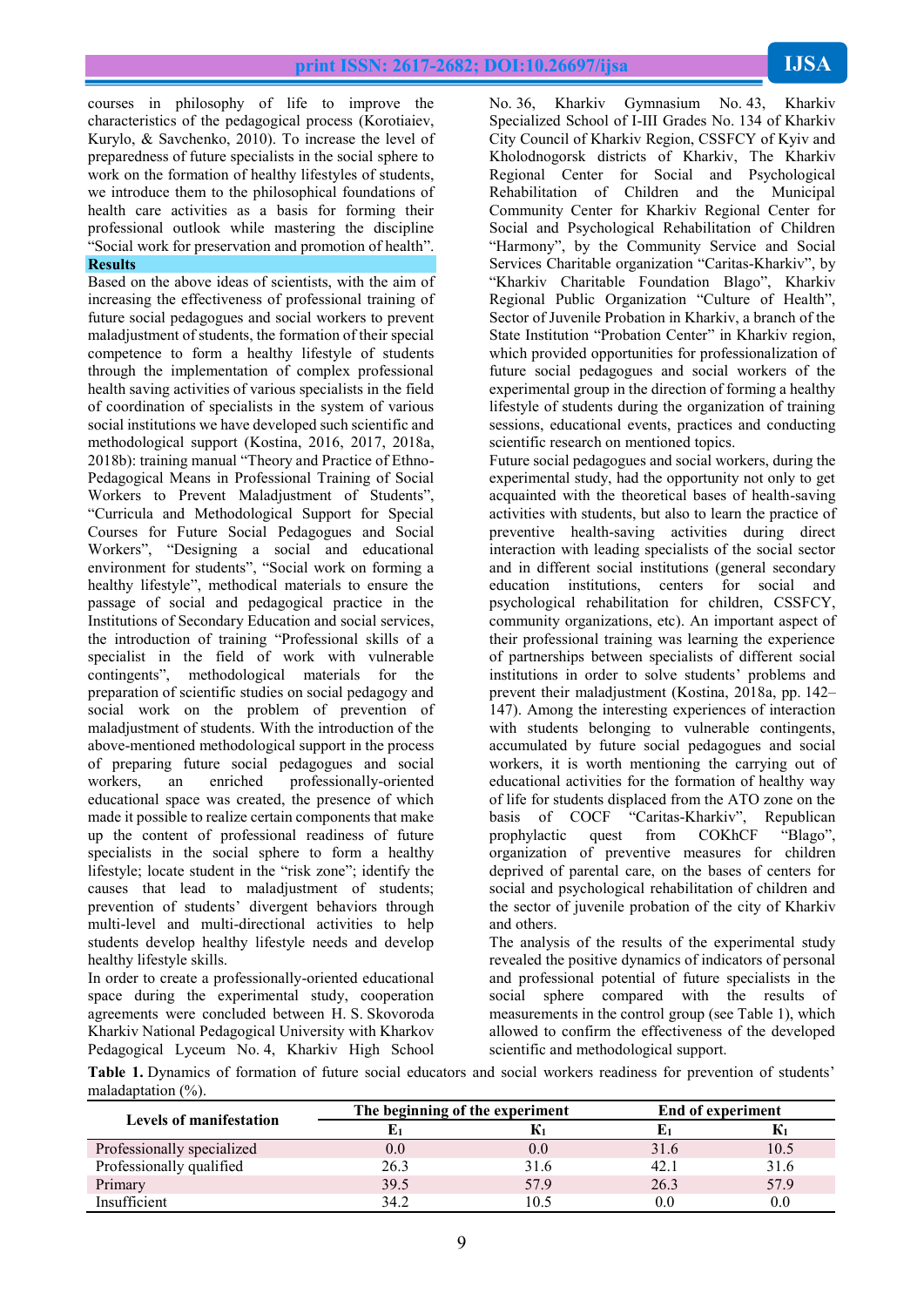courses in philosophy of life to improve the characteristics of the pedagogical process (Korotiaiev, Kurylo, & Savchenko, 2010). To increase the level of preparedness of future specialists in the social sphere to work on the formation of healthy lifestyles of students, we introduce them to the philosophical foundations of health care activities as a basis for forming their professional outlook while mastering the discipline "Social work for preservation and promotion of health".

## Results

Based on the above ideas of scientists, with the aim of increasing the effectiveness of professional training of future social pedagogues and social workers to prevent maladjustment of students, the formation of their special competence to form a healthy lifestyle of students through the implementation of complex professional health saving activities of various specialists in the field of coordination of specialists in the system of various social institutions we have developed such scientific and methodological support (Kostina, 2016, 2017, 2018a, 2018b): training manual "Theory and Practice of Ethno-Pedagogical Means in Professional Training of Social Workers to Prevent Maladjustment of Students", "Curricula and Methodological Support for Special Courses for Future Social Pedagogues and Social Workers", "Designing a social and educational environment for students", "Social work on forming a healthy lifestyle", methodical materials to ensure the passage of social and pedagogical practice in the Institutions of Secondary Education and social services, the introduction of training "Professional skills of a specialist in the field of work with vulnerable contingents", methodological materials for the preparation of scientific studies on social pedagogy and social work on the problem of prevention of maladjustment of students. With the introduction of the above-mentioned methodological support in the process of preparing future social pedagogues and social workers, an enriched professionally-oriented educational space was created, the presence of which made it possible to realize certain components that make up the content of professional readiness of future specialists in the social sphere to form a healthy lifestyle; locate student in the "risk zone"; identify the causes that lead to maladjustment of students; prevention of students' divergent behaviors through multi-level and multi-directional activities to help students develop healthy lifestyle needs and develop healthy lifestyle skills.

In order to create a professionally-oriented educational space during the experimental study, cooperation agreements were concluded between H. S. Skovoroda Kharkiv National Pedagogical University with Kharkov Pedagogical Lyceum No. 4, Kharkiv High School No. 36, Kharkiv Gymnasium No. 43, Kharkiv Specialized School of I-III Grades No. 134 of Kharkiv City Council of Kharkiv Region, CSSFCY of Kyiv and Kholodnogorsk districts of Kharkiv, The Kharkiv Regional Center for Social and Psychological Rehabilitation of Children and the Municipal Community Center for Kharkiv Regional Center for Social and Psychological Rehabilitation of Children "Harmony", by the Community Service and Social Services Charitable organization "Caritas-Kharkiv", by "Kharkiv Charitable Foundation Blago", Kharkiv Regional Public Organization "Culture of Health", Sector of Juvenile Probation in Kharkiv, a branch of the State Institution "Probation Center" in Kharkiv region, which provided opportunities for professionalization of future social pedagogues and social workers of the experimental group in the direction of forming a healthy lifestyle of students during the organization of training sessions, educational events, practices and conducting scientific research on mentioned topics.

Future social pedagogues and social workers, during the experimental study, had the opportunity not only to get acquainted with the theoretical bases of health-saving activities with students, but also to learn the practice of preventive health-saving activities during direct interaction with leading specialists of the social sector and in different social institutions (general secondary education institutions, centers for social and psychological rehabilitation for children, CSSFCY, community organizations, etc). An important aspect of their professional training was learning the experience of partnerships between specialists of different social institutions in order to solve students' problems and prevent their maladjustment (Kostina, 2018a, pp. 142–147). Among the interesting experiences of interaction with students belonging to vulnerable contingents, accumulated by future social pedagogues and social workers, it is worth mentioning the carrying out of educational activities for the formation of healthy way of life for students displaced from the ATO zone on the basis of COCF "Caritas-Kharkiv", Republican prophylactic quest from COKhCF "Blago", organization of preventive measures for children deprived of parental care, on the bases of centers for social and psychological rehabilitation of children and the sector of juvenile probation of the city of Kharkiv and others.

The analysis of the results of the experimental study revealed the positive dynamics of indicators of personal and professional potential of future specialists in the social sphere compared with the results of measurements in the control group (see Table 1), which allowed to confirm the effectiveness of the developed scientific and methodological support.

**Table 1.** Dynamics of formation of future social educators and social workers readiness for prevention of students' maladaptation (%).

| Levels of manifestation | The beginning of the experiment | | End of experiment | |
|---|---|---|---|---|
| | $E_1$ | $K_1$ | $E_1$ | $K_1$ |
| Professionally specialized | 0.0 | 0.0 | 31.6 | 10.5 |
| Professionally qualified | 26.3 | 31.6 | 42.1 | 31.6 |
| Primary | 39.5 | 57.9 | 26.3 | 57.9 |
| Insufficient | 34.2 | 10.5 | 0.0 | 0.0 |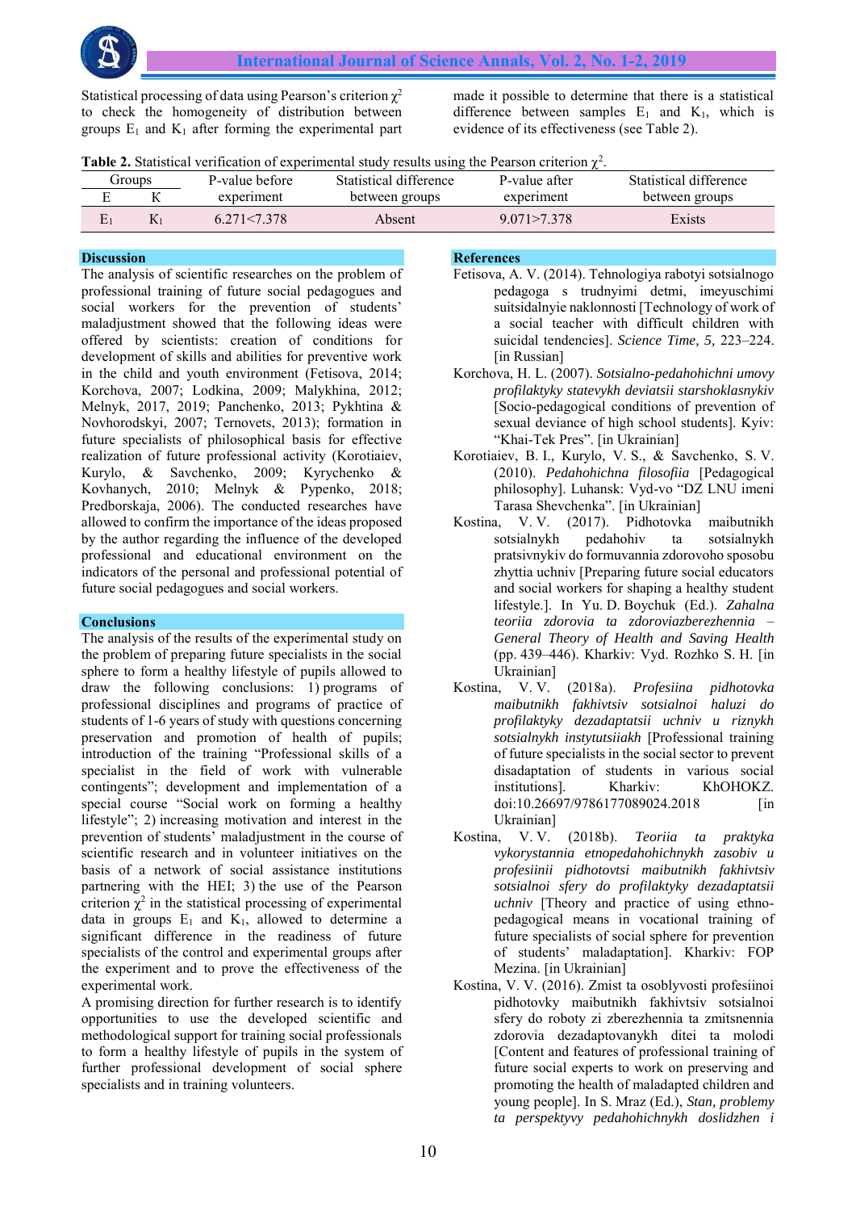Statistical processing of data using Pearson's criterion $\chi^2$ to check the homogeneity of distribution between groups $E_1$ and $K_1$ after forming the experimental part made it possible to determine that there is a statistical difference between samples $E_1$ and $K_1$, which is evidence of its effectiveness (see Table 2).

**Table 2.** Statistical verification of experimental study results using the Pearson criterion $\chi^2$.

| Groups | | P-value before experiment | Statistical difference between groups | P-value after experiment | Statistical difference between groups |
|---|---|---|---|---|---|
| E | K | | | | |
| $E_1$ | $K_1$ | 6.271<7.378 | Absent | 9.071>7.378 | Exists |

## Discussion

The analysis of scientific researches on the problem of professional training of future social pedagogues and social workers for the prevention of students' maladjustment showed that the following ideas were offered by scientists: creation of conditions for development of skills and abilities for preventive work in the child and youth environment (Fetisova, 2014; Korchova, 2007; Lodkina, 2009; Malykhina, 2012; Melnyk, 2017, 2019; Panchenko, 2013; Pykhtina & Novhorodskyi, 2007; Ternovets, 2013); formation in future specialists of philosophical basis for effective realization of future professional activity (Korotiaiev, Kurylo, & Savchenko, 2009; Kyrychenko & Kovhanych, 2010; Melnyk & Pypenko, 2018; Predborskaja, 2006). The conducted researches have allowed to confirm the importance of the ideas proposed by the author regarding the influence of the developed professional and educational environment on the indicators of the personal and professional potential of future social pedagogues and social workers.

## Conclusions

The analysis of the results of the experimental study on the problem of preparing future specialists in the social sphere to form a healthy lifestyle of pupils allowed to draw the following conclusions: 1) programs of professional disciplines and programs of practice of students of 1-6 years of study with questions concerning preservation and promotion of health of pupils; introduction of the training "Professional skills of a specialist in the field of work with vulnerable contingents"; development and implementation of a special course "Social work on forming a healthy lifestyle"; 2) increasing motivation and interest in the prevention of students' maladjustment in the course of scientific research and in volunteer initiatives on the basis of a network of social assistance institutions partnering with the HEI; 3) the use of the Pearson criterion $\chi^2$ in the statistical processing of experimental data in groups $E_1$ and $K_1$, allowed to determine a significant difference in the readiness of future specialists of the control and experimental groups after the experiment and to prove the effectiveness of the experimental work.

A promising direction for further research is to identify opportunities to use the developed scientific and methodological support for training social professionals to form a healthy lifestyle of pupils in the system of further professional development of social sphere specialists and in training volunteers.

## References

Fetisova, A. V. (2014). Tehnologiya rabotyi sotsialnogo pedagoga s trudnyimi detmi, imeyuschimi suitsidalnyie naklonnosti [Technology of work of a social teacher with difficult children with suicidal tendencies]. *Science Time, 5,* 223–224. [in Russian]

Korchova, H. L. (2007). *Sotsialno-pedahohichni umovy profilaktyky statevykh deviatsii starshoklasnykiv* [Socio-pedagogical conditions of prevention of sexual deviance of high school students]. Kyiv: "Khai-Tek Pres". [in Ukrainian]

Korotiaiev, B. I., Kurylo, V. S., & Savchenko, S. V. (2010). *Pedahohichna filosofiia* [Pedagogical philosophy]. Luhansk: Vyd-vo "DZ LNU imeni Tarasa Shevchenka". [in Ukrainian]

Kostina, V. V. (2017). Pidhotovka maibutnikh sotsialnykh pedahohiv ta sotsialnykh pratsivnykiv do formuvannia zdorovoho sposobu zhyttia uchniv [Preparing future social educators and social workers for shaping a healthy student lifestyle.]. In Yu. D. Boychuk (Ed.). *Zahalna teoriia zdorovia ta zdoroviazberezhennia – General Theory of Health and Saving Health* (pp. 439–446). Kharkiv: Vyd. Rozhko S. H. [in Ukrainian]

Kostina, V. V. (2018a). *Profesiina pidhotovka maibutnikh fakhivtsiv sotsialnoi haluzi do profilaktyky dezadaptatsii uchniv u riznykh sotsialnykh instytutsiiakh* [Professional training of future specialists in the social sector to prevent disadaptation of students in various social institutions]. Kharkiv: KhOHOKZ. doi:10.26697/9786177089024.2018 [in Ukrainian]

Kostina, V. V. (2018b). *Teoriia ta praktyka vykorystannia etnopedahohichnykh zasobiv u profesiinii pidhotovtsi maibutnikh fakhivtsiv sotsialnoi sfery do profilaktyky dezadaptatsii uchniv* [Theory and practice of using ethno-pedagogical means in vocational training of future specialists of social sphere for prevention of students' maladaptation]. Kharkiv: FOP Mezina. [in Ukrainian]

Kostina, V. V. (2016). Zmist ta osoblyvosti profesiinoi pidhotovky maibutnikh fakhivtsiv sotsialnoi sfery do roboty zi zberezhennia ta zmitsnennia zdorovia dezadaptovanykh ditei ta molodi [Content and features of professional training of future social experts to work on preserving and promoting the health of maladapted children and young people]. In S. Mraz (Ed.), *Stan, problemy ta perspektyvy pedahohichnykh doslidzhen i*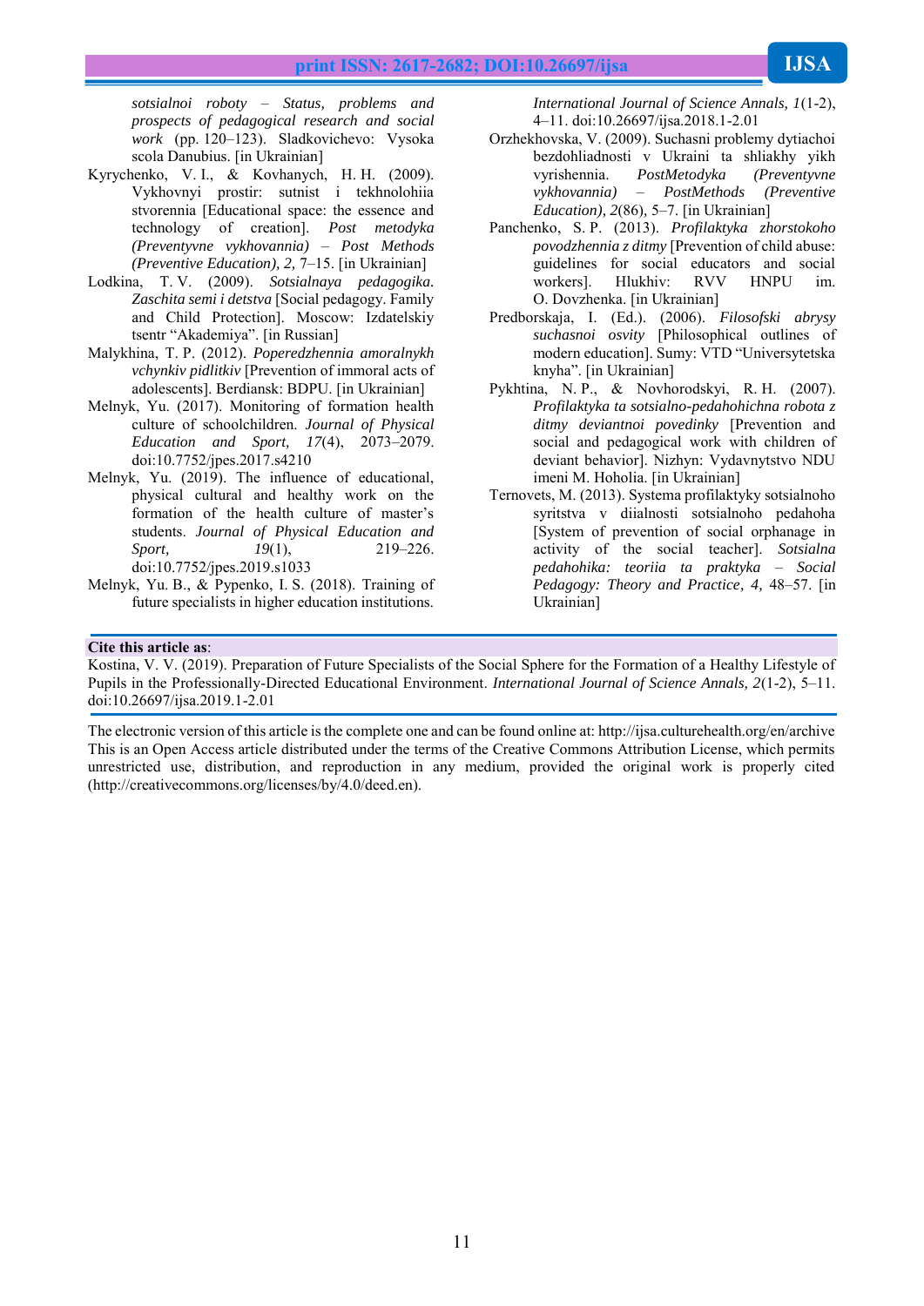*sotsialnoi roboty – Status, problems and prospects of pedagogical research and social work* (pp. 120–123). Sladkovichevo: Vysoka scola Danubius. [in Ukrainian]

Kyrychenko, V. I., & Kovhanych, H. H. (2009). Vykhovnyi prostir: sutnist i tekhnolohiia stvorennia [Educational space: the essence and technology of creation]. *Post metodyka (Preventyvne vykhovannia) – Post Methods (Preventive Education), 2,* 7–15. [in Ukrainian]

Lodkina, T. V. (2009). *Sotsialnaya pedagogika. Zaschita semi i detstva* [Social pedagogy. Family and Child Protection]. Moscow: Izdatelskiy tsentr "Akademiya". [in Russian]

Malykhina, T. P. (2012). *Poperedzhennia amoralnykh vchynkiv pidlitkiv* [Prevention of immoral acts of adolescents]. Berdiansk: BDPU. [in Ukrainian]

Melnyk, Yu. (2017). Monitoring of formation health culture of schoolchildren. *Journal of Physical Education and Sport, 17*(4), 2073–2079. doi:10.7752/jpes.2017.s4210

Melnyk, Yu. (2019). The influence of educational, physical cultural and healthy work on the formation of the health culture of master's students. *Journal of Physical Education and Sport, 19*(1), 219–226. doi:10.7752/jpes.2019.s1033

Melnyk, Yu. B., & Pypenko, I. S. (2018). Training of future specialists in higher education institutions. *International Journal of Science Annals, 1*(1-2), 4–11. doi:10.26697/ijsa.2018.1-2.01

Orzhekhovska, V. (2009). Suchasni problemy dytiachoi bezdohliadnosti v Ukraini ta shliakhy yikh vyrishennia. *PostMetodyka (Preventyvne vykhovannia) – PostMethods (Preventive Education), 2*(86), 5–7. [in Ukrainian]

Panchenko, S. P. (2013). *Profilaktyka zhorstokoho povodzhennia z ditmy* [Prevention of child abuse: guidelines for social educators and social workers]. Hlukhiv: RVV HNPU im. O. Dovzhenka. [in Ukrainian]

Predborskaja, I. (Ed.). (2006). *Filosofski abrysy suchasnoi osvity* [Philosophical outlines of modern education]. Sumy: VTD "Universytetska knyha". [in Ukrainian]

Pykhtina, N. P., & Novhorodskyi, R. H. (2007). *Profilaktyka ta sotsialno-pedahohichna robota z ditmy deviantnoi povedinky* [Prevention and social and pedagogical work with children of deviant behavior]. Nizhyn: Vydavnytstvo NDU imeni M. Hoholia. [in Ukrainian]

Ternovets, M. (2013). Systema profilaktyky sotsialnoho syritstva v diialnosti sotsialnoho pedahoha [System of prevention of social orphanage in activity of the social teacher]. *Sotsialna pedahohika: teoriia ta praktyka – Social Pedagogy: Theory and Practice, 4,* 48–57. [in Ukrainian]

**Cite this article as**:

Kostina, V. V. (2019). Preparation of Future Specialists of the Social Sphere for the Formation of a Healthy Lifestyle of Pupils in the Professionally-Directed Educational Environment. *International Journal of Science Annals, 2*(1-2), 5–11. doi:10.26697/ijsa.2019.1-2.01

The electronic version of this article is the complete one and can be found online at: http://ijsa.culturehealth.org/en/archive
This is an Open Access article distributed under the terms of the Creative Commons Attribution License, which permits unrestricted use, distribution, and reproduction in any medium, provided the original work is properly cited (http://creativecommons.org/licenses/by/4.0/deed.en).